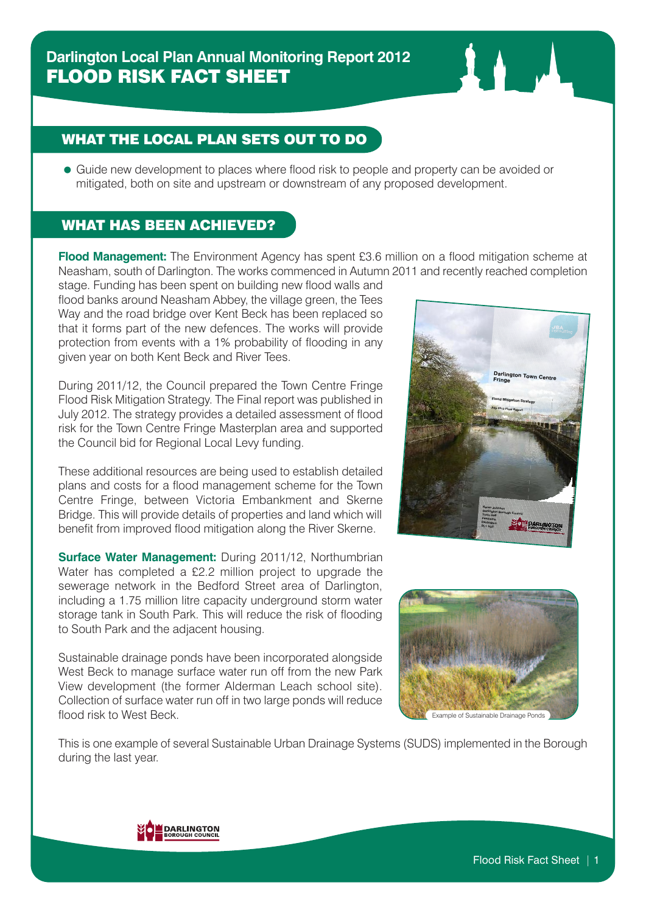# Darlington Local Plan Annual Monitoring Report 2012

# FLOOD RISK FACT SHEET

## WHAT THE LOCAL PLAN SETS OUT TO DO

- Guide new development to places where flood risk to people and property can be avoided or mitigated, both on site and upstream or downstream of any proposed development.

## WHAT HAS BEEN ACHIEVED?

**Flood Management:** The Environment Agency has spent £3.6 million on a flood mitigation scheme at Neasham, south of Darlington. The works commenced in Autumn 2011 and recently reached completion stage. Funding has been spent on building new flood walls and flood banks around Neasham Abbey, the village green, the Tees Way and the road bridge over Kent Beck has been replaced so that it forms part of the new defences. The works will provide protection from events with a 1% probability of flooding in any given year on both Kent Beck and River Tees.

During 2011/12, the Council prepared the Town Centre Fringe Flood Risk Mitigation Strategy. The Final report was published in July 2012. The strategy provides a detailed assessment of flood risk for the Town Centre Fringe Masterplan area and supported the Council bid for Regional Local Levy funding.

These additional resources are being used to establish detailed plans and costs for a flood management scheme for the Town Centre Fringe, between Victoria Embankment and Skerne Bridge. This will provide details of properties and land which will benefit from improved flood mitigation along the River Skerne.

**Surface Water Management:** During 2011/12, Northumbrian Water has completed a £2.2 million project to upgrade the sewerage network in the Bedford Street area of Darlington, including a 1.75 million litre capacity underground storm water storage tank in South Park. This will reduce the risk of flooding to South Park and the adjacent housing.

Sustainable drainage ponds have been incorporated alongside West Beck to manage surface water run off from the new Park View development (the former Alderman Leach school site). Collection of surface water run off in two large ponds will reduce flood risk to West Beck.

Example of Sustainable Drainage Ponds

This is one example of several Sustainable Urban Drainage Systems (SUDS) implemented in the Borough during the last year.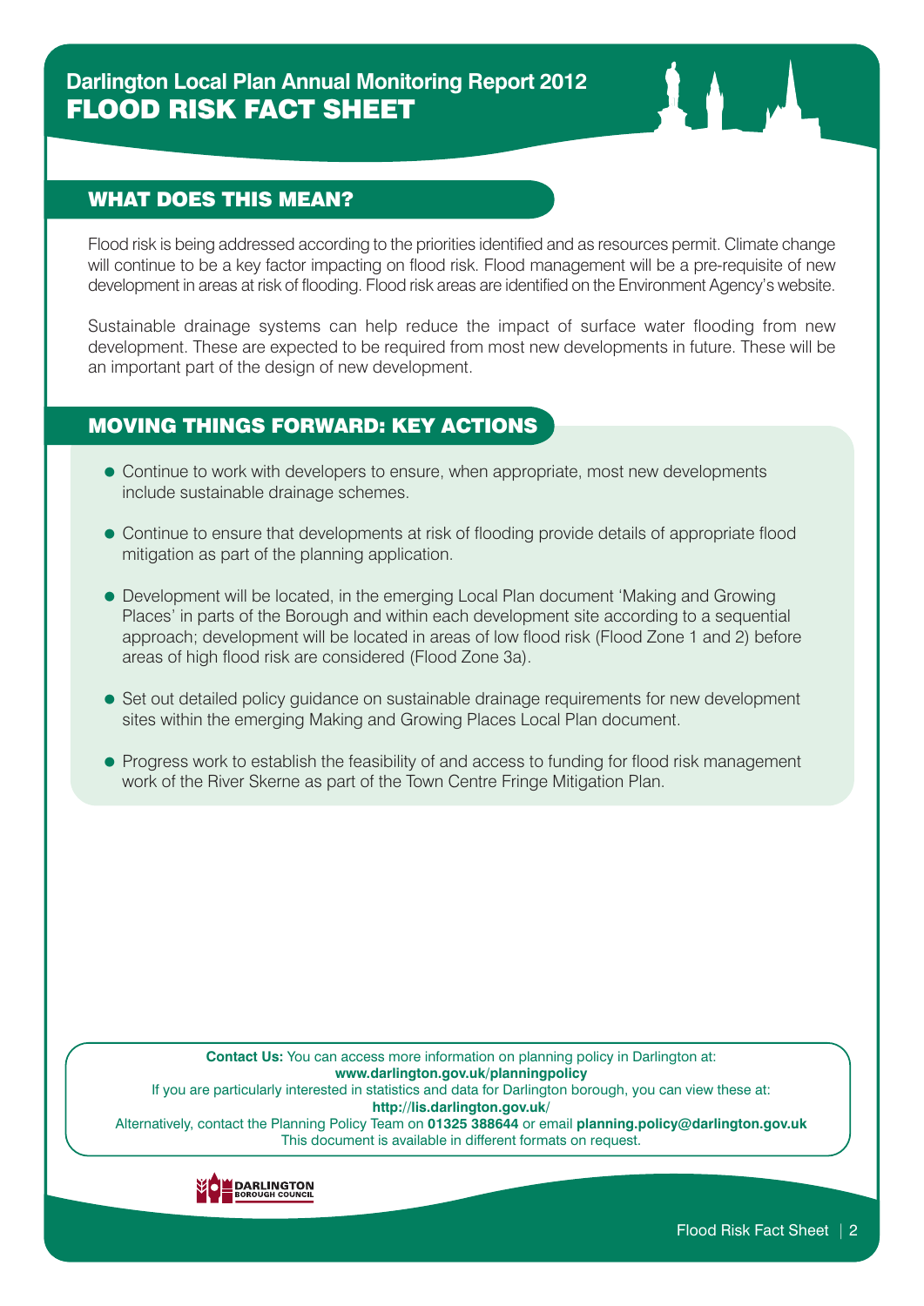# Darlington Local Plan Annual Monitoring Report 2012
# FLOOD RISK FACT SHEET

## WHAT DOES THIS MEAN?

Flood risk is being addressed according to the priorities identified and as resources permit. Climate change will continue to be a key factor impacting on flood risk. Flood management will be a pre-requisite of new development in areas at risk of flooding. Flood risk areas are identified on the Environment Agency's website.

Sustainable drainage systems can help reduce the impact of surface water flooding from new development. These are expected to be required from most new developments in future. These will be an important part of the design of new development.

## MOVING THINGS FORWARD: KEY ACTIONS

- Continue to work with developers to ensure, when appropriate, most new developments include sustainable drainage schemes.
- Continue to ensure that developments at risk of flooding provide details of appropriate flood mitigation as part of the planning application.
- Development will be located, in the emerging Local Plan document 'Making and Growing Places' in parts of the Borough and within each development site according to a sequential approach; development will be located in areas of low flood risk (Flood Zone 1 and 2) before areas of high flood risk are considered (Flood Zone 3a).
- Set out detailed policy guidance on sustainable drainage requirements for new development sites within the emerging Making and Growing Places Local Plan document.
- Progress work to establish the feasibility of and access to funding for flood risk management work of the River Skerne as part of the Town Centre Fringe Mitigation Plan.

**Contact Us:** You can access more information on planning policy in Darlington at:
**www.darlington.gov.uk/planningpolicy**
If you are particularly interested in statistics and data for Darlington borough, you can view these at:
**http://lis.darlington.gov.uk/**
Alternatively, contact the Planning Policy Team on **01325 388644** or email **planning.policy@darlington.gov.uk**
This document is available in different formats on request.

DARLINGTON BOROUGH COUNCIL